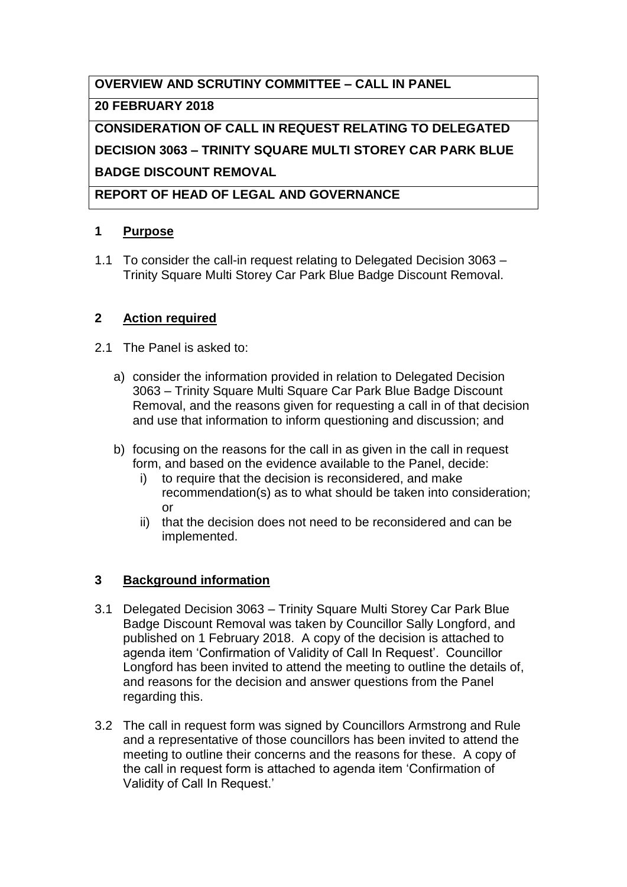| **OVERVIEW AND SCRUTINY COMMITTEE – CALL IN PANEL** |
| --- |
| **20 FEBRUARY 2018** |
| **CONSIDERATION OF CALL IN REQUEST RELATING TO DELEGATED DECISION 3063 – TRINITY SQUARE MULTI STOREY CAR PARK BLUE BADGE DISCOUNT REMOVAL** |
| **REPORT OF HEAD OF LEGAL AND GOVERNANCE** |

## 1 Purpose

1.1 To consider the call-in request relating to Delegated Decision 3063 – Trinity Square Multi Storey Car Park Blue Badge Discount Removal.

## 2 Action required

2.1 The Panel is asked to:

a) consider the information provided in relation to Delegated Decision 3063 – Trinity Square Multi Square Car Park Blue Badge Discount Removal, and the reasons given for requesting a call in of that decision and use that information to inform questioning and discussion; and

b) focusing on the reasons for the call in as given in the call in request form, and based on the evidence available to the Panel, decide:
   i) to require that the decision is reconsidered, and make recommendation(s) as to what should be taken into consideration; or
   ii) that the decision does not need to be reconsidered and can be implemented.

## 3 Background information

3.1 Delegated Decision 3063 – Trinity Square Multi Storey Car Park Blue Badge Discount Removal was taken by Councillor Sally Longford, and published on 1 February 2018. A copy of the decision is attached to agenda item 'Confirmation of Validity of Call In Request'. Councillor Longford has been invited to attend the meeting to outline the details of, and reasons for the decision and answer questions from the Panel regarding this.

3.2 The call in request form was signed by Councillors Armstrong and Rule and a representative of those councillors has been invited to attend the meeting to outline their concerns and the reasons for these. A copy of the call in request form is attached to agenda item 'Confirmation of Validity of Call In Request.'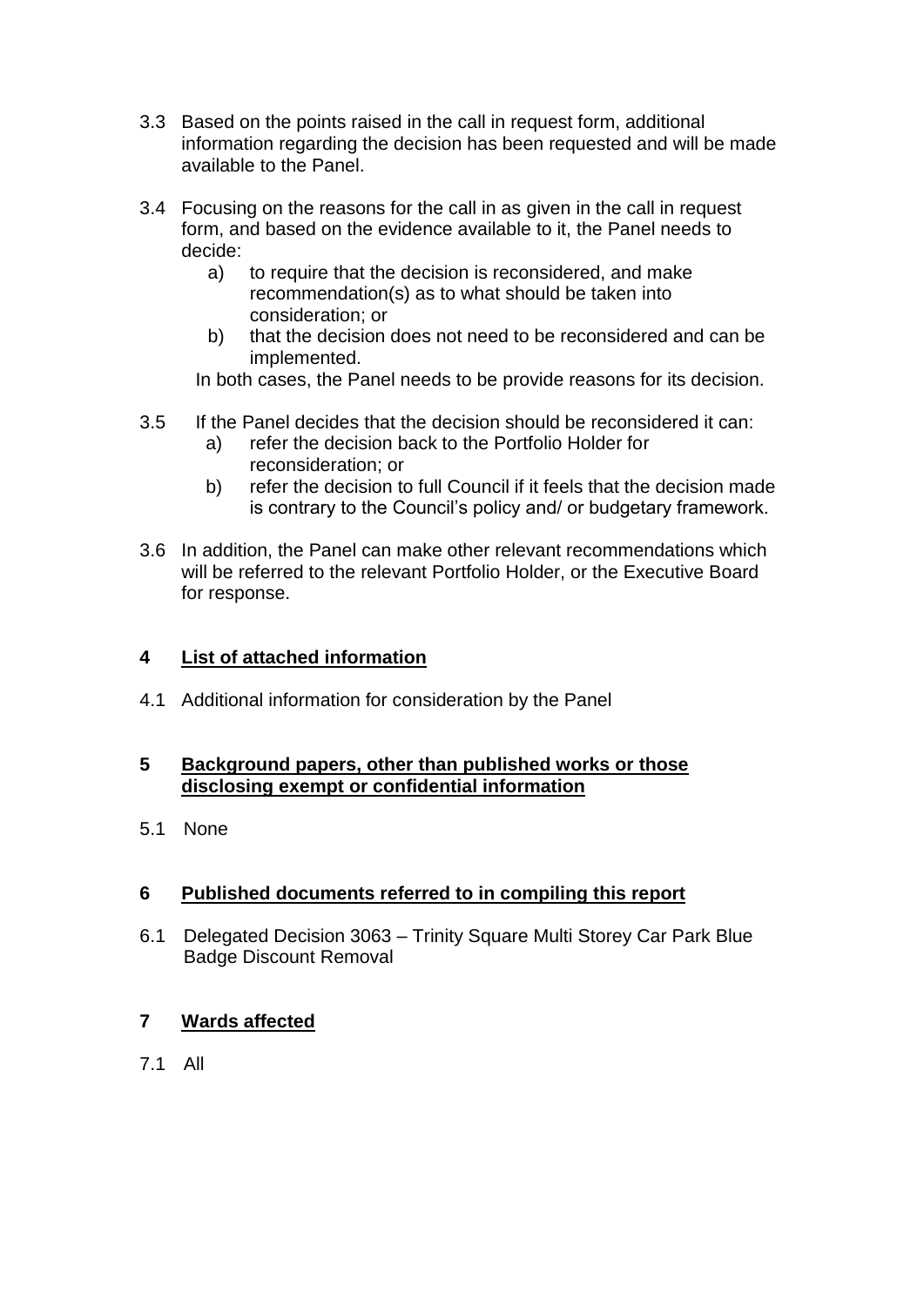3.3 Based on the points raised in the call in request form, additional information regarding the decision has been requested and will be made available to the Panel.

3.4 Focusing on the reasons for the call in as given in the call in request form, and based on the evidence available to it, the Panel needs to decide:

   a) to require that the decision is reconsidered, and make recommendation(s) as to what should be taken into consideration; or
   b) that the decision does not need to be reconsidered and can be implemented.

   In both cases, the Panel needs to be provide reasons for its decision.

3.5 If the Panel decides that the decision should be reconsidered it can:

   a) refer the decision back to the Portfolio Holder for reconsideration; or
   b) refer the decision to full Council if it feels that the decision made is contrary to the Council's policy and/ or budgetary framework.

3.6 In addition, the Panel can make other relevant recommendations which will be referred to the relevant Portfolio Holder, or the Executive Board for response.

## 4 List of attached information

4.1 Additional information for consideration by the Panel

## 5 Background papers, other than published works or those disclosing exempt or confidential information

5.1 None

## 6 Published documents referred to in compiling this report

6.1 Delegated Decision 3063 – Trinity Square Multi Storey Car Park Blue Badge Discount Removal

## 7 Wards affected

7.1 All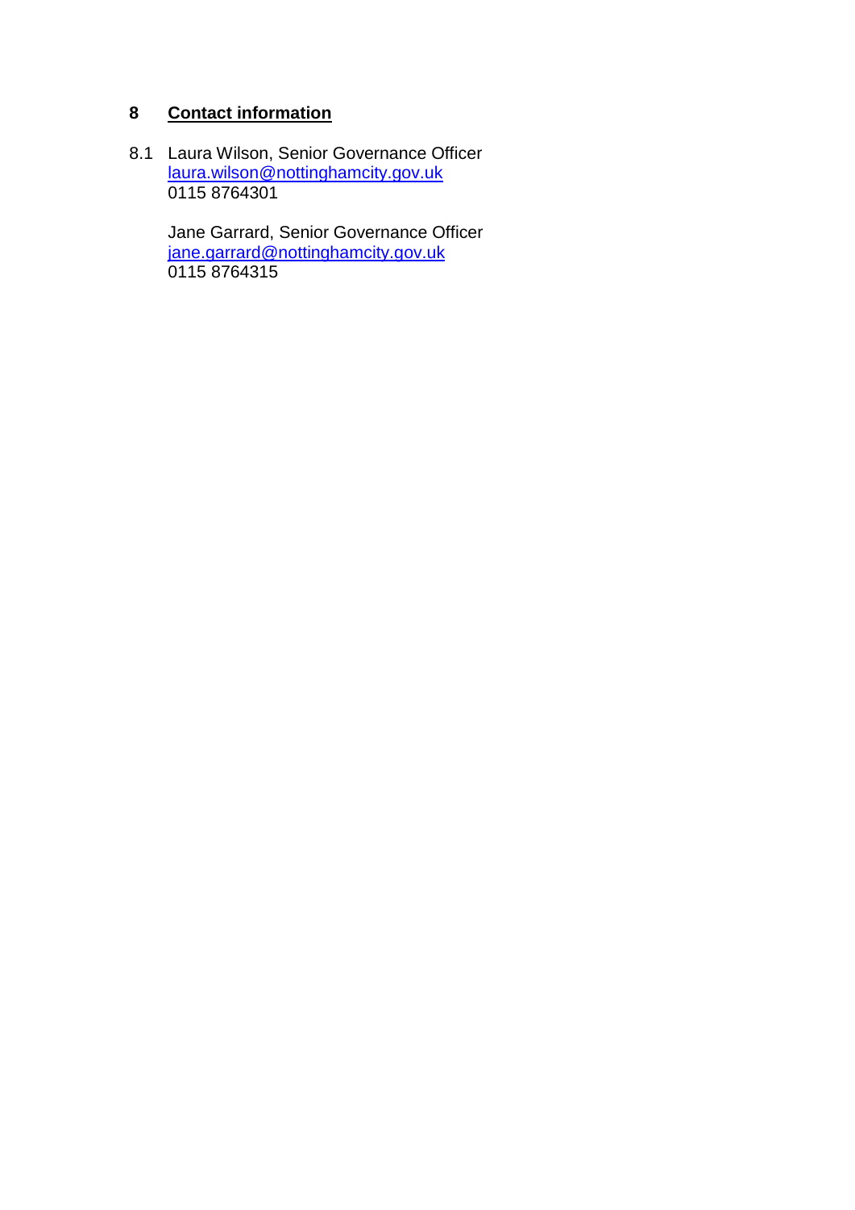## 8 Contact information

8.1 Laura Wilson, Senior Governance Officer
laura.wilson@nottinghamcity.gov.uk
0115 8764301

Jane Garrard, Senior Governance Officer
jane.garrard@nottinghamcity.gov.uk
0115 8764315